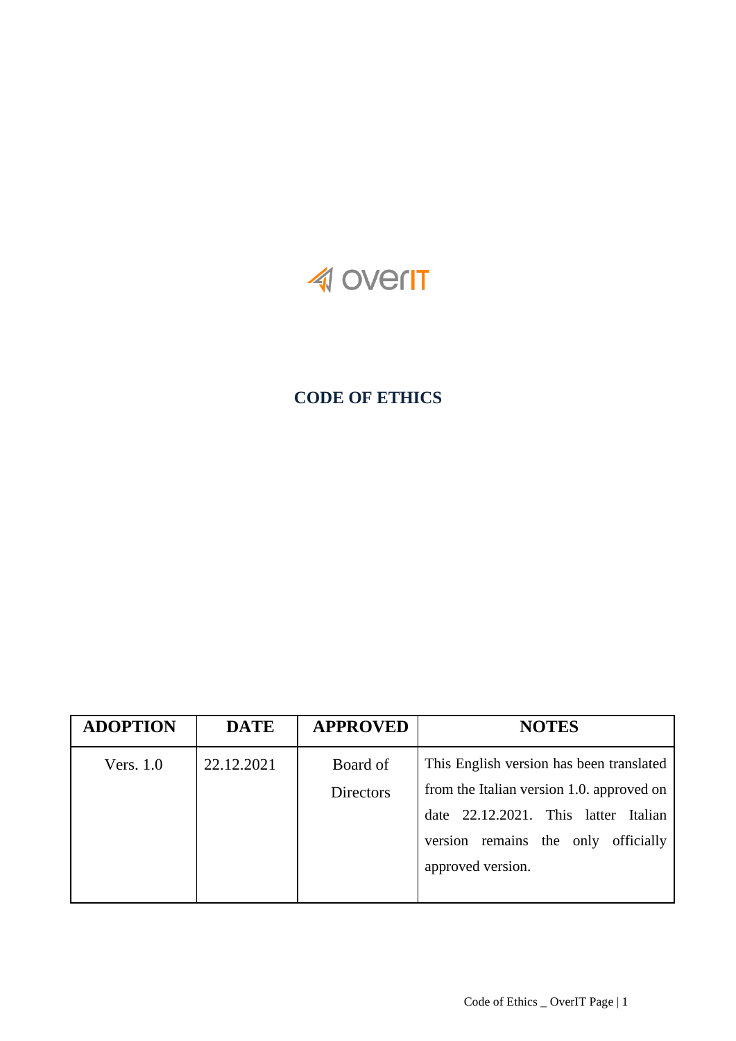overIT

# CODE OF ETHICS

| ADOPTION | DATE | APPROVED | NOTES |
|---|---|---|---|
| Vers. 1.0 | 22.12.2021 | Board of Directors | This English version has been translated from the Italian version 1.0. approved on date 22.12.2021. This latter Italian version remains the only officially approved version. |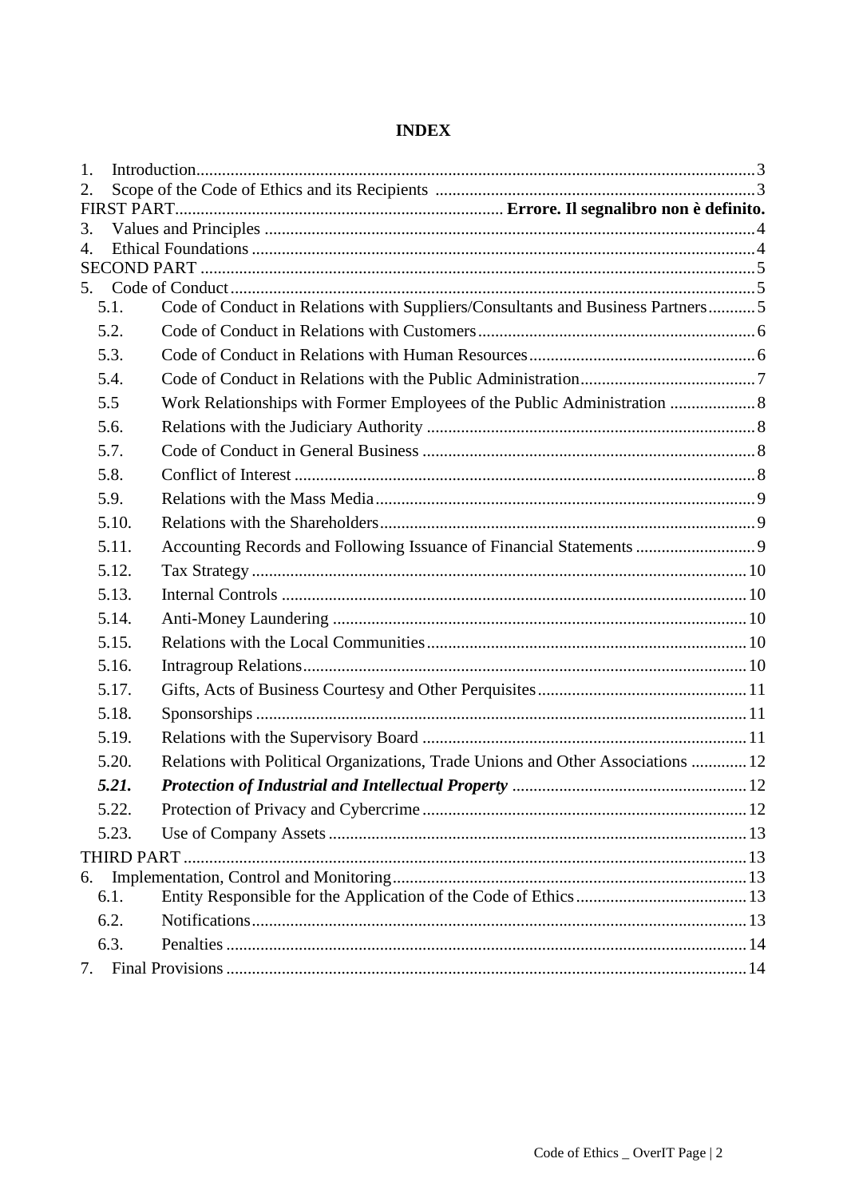**INDEX**

1. Introduction ... 3
2. Scope of the Code of Ethics and its Recipients ... 3

FIRST PART ... **Errore. Il segnalibro non è definito.**

3. Values and Principles ... 4
4. Ethical Foundations ... 4

SECOND PART ... 5

5. Code of Conduct ... 5
   - 5.1. Code of Conduct in Relations with Suppliers/Consultants and Business Partners ... 5
   - 5.2. Code of Conduct in Relations with Customers ... 6
   - 5.3. Code of Conduct in Relations with Human Resources ... 6
   - 5.4. Code of Conduct in Relations with the Public Administration ... 7
   - 5.5 Work Relationships with Former Employees of the Public Administration ... 8
   - 5.6. Relations with the Judiciary Authority ... 8
   - 5.7. Code of Conduct in General Business ... 8
   - 5.8. Conflict of Interest ... 8
   - 5.9. Relations with the Mass Media ... 9
   - 5.10. Relations with the Shareholders ... 9
   - 5.11. Accounting Records and Following Issuance of Financial Statements ... 9
   - 5.12. Tax Strategy ... 10
   - 5.13. Internal Controls ... 10
   - 5.14. Anti-Money Laundering ... 10
   - 5.15. Relations with the Local Communities ... 10
   - 5.16. Intragroup Relations ... 10
   - 5.17. Gifts, Acts of Business Courtesy and Other Perquisites ... 11
   - 5.18. Sponsorships ... 11
   - 5.19. Relations with the Supervisory Board ... 11
   - 5.20. Relations with Political Organizations, Trade Unions and Other Associations ... 12
   - ***5.21. Protection of Industrial and Intellectual Property*** ... 12
   - 5.22. Protection of Privacy and Cybercrime ... 12
   - 5.23. Use of Company Assets ... 13

THIRD PART ... 13

6. Implementation, Control and Monitoring ... 13
   - 6.1. Entity Responsible for the Application of the Code of Ethics ... 13
   - 6.2. Notifications ... 13
   - 6.3. Penalties ... 14
7. Final Provisions ... 14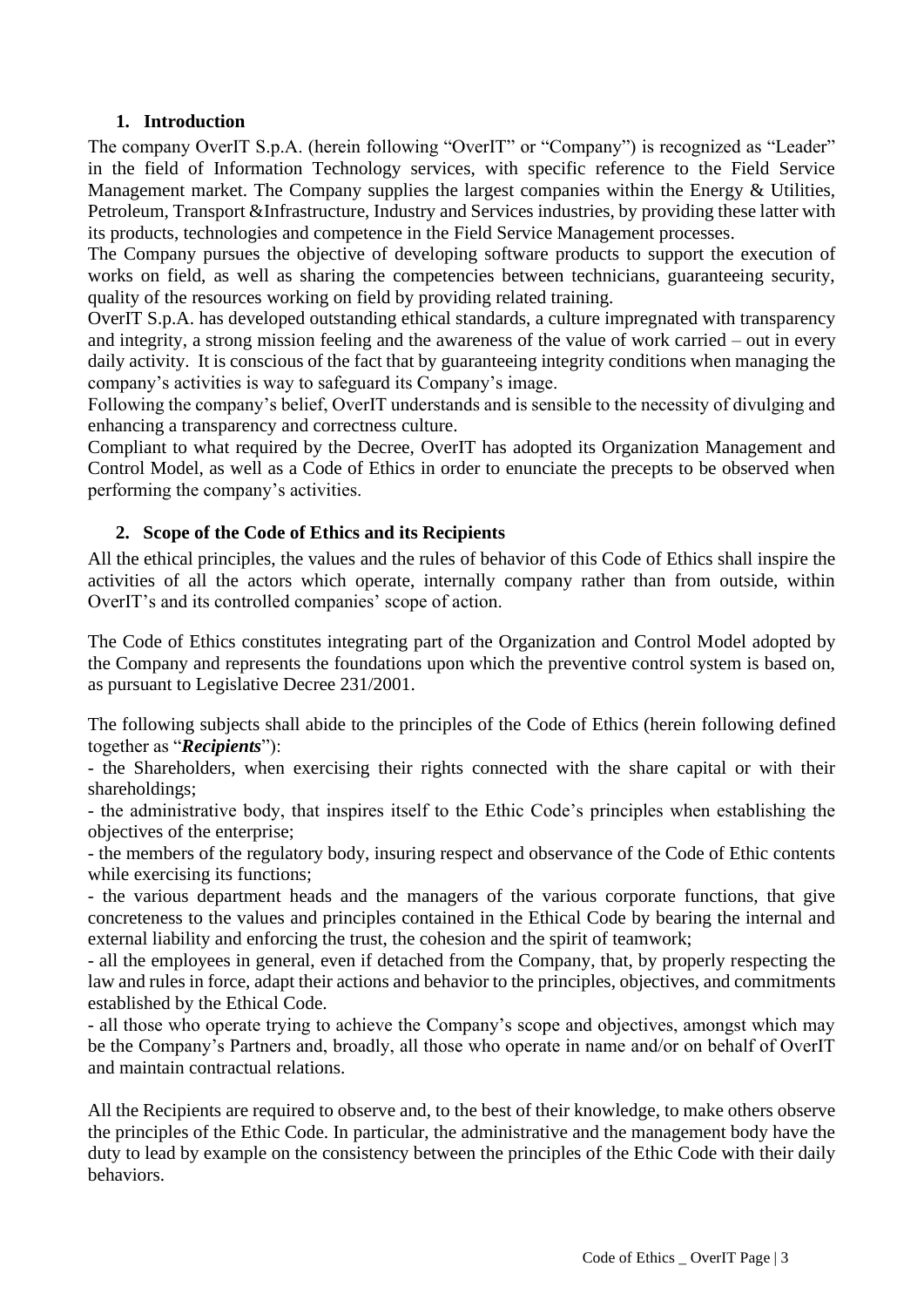## 1. Introduction

The company OverIT S.p.A. (herein following "OverIT" or "Company") is recognized as "Leader" in the field of Information Technology services, with specific reference to the Field Service Management market. The Company supplies the largest companies within the Energy & Utilities, Petroleum, Transport &Infrastructure, Industry and Services industries, by providing these latter with its products, technologies and competence in the Field Service Management processes.

The Company pursues the objective of developing software products to support the execution of works on field, as well as sharing the competencies between technicians, guaranteeing security, quality of the resources working on field by providing related training.

OverIT S.p.A. has developed outstanding ethical standards, a culture impregnated with transparency and integrity, a strong mission feeling and the awareness of the value of work carried – out in every daily activity. It is conscious of the fact that by guaranteeing integrity conditions when managing the company's activities is way to safeguard its Company's image.

Following the company's belief, OverIT understands and is sensible to the necessity of divulging and enhancing a transparency and correctness culture.

Compliant to what required by the Decree, OverIT has adopted its Organization Management and Control Model, as well as a Code of Ethics in order to enunciate the precepts to be observed when performing the company's activities.

## 2. Scope of the Code of Ethics and its Recipients

All the ethical principles, the values and the rules of behavior of this Code of Ethics shall inspire the activities of all the actors which operate, internally company rather than from outside, within OverIT's and its controlled companies' scope of action.

The Code of Ethics constitutes integrating part of the Organization and Control Model adopted by the Company and represents the foundations upon which the preventive control system is based on, as pursuant to Legislative Decree 231/2001.

The following subjects shall abide to the principles of the Code of Ethics (herein following defined together as "***Recipients***"):

- the Shareholders, when exercising their rights connected with the share capital or with their shareholdings;
- the administrative body, that inspires itself to the Ethic Code's principles when establishing the objectives of the enterprise;
- the members of the regulatory body, insuring respect and observance of the Code of Ethic contents while exercising its functions;
- the various department heads and the managers of the various corporate functions, that give concreteness to the values and principles contained in the Ethical Code by bearing the internal and external liability and enforcing the trust, the cohesion and the spirit of teamwork;
- all the employees in general, even if detached from the Company, that, by properly respecting the law and rules in force, adapt their actions and behavior to the principles, objectives, and commitments established by the Ethical Code.
- all those who operate trying to achieve the Company's scope and objectives, amongst which may be the Company's Partners and, broadly, all those who operate in name and/or on behalf of OverIT and maintain contractual relations.

All the Recipients are required to observe and, to the best of their knowledge, to make others observe the principles of the Ethic Code. In particular, the administrative and the management body have the duty to lead by example on the consistency between the principles of the Ethic Code with their daily behaviors.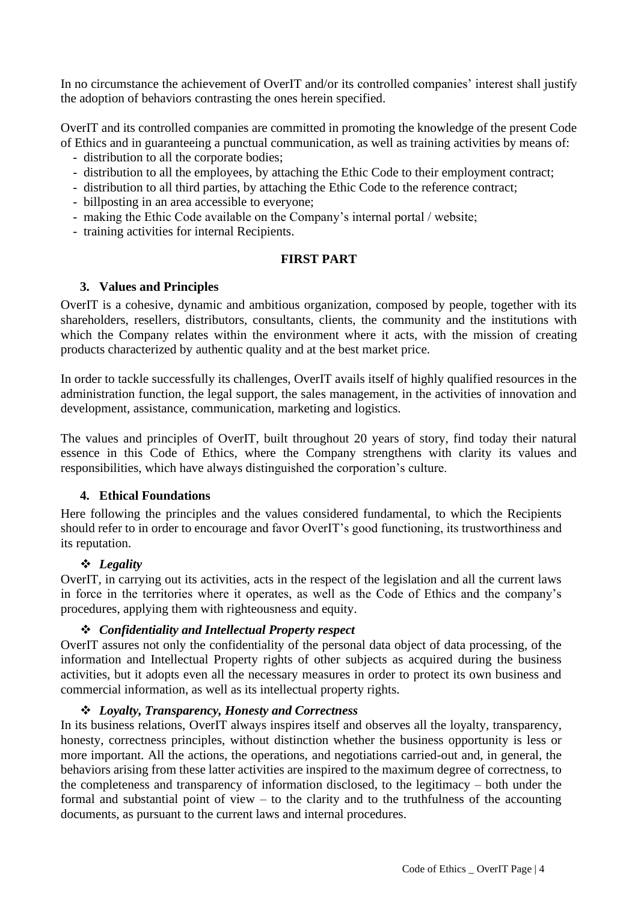In no circumstance the achievement of OverIT and/or its controlled companies' interest shall justify the adoption of behaviors contrasting the ones herein specified.

OverIT and its controlled companies are committed in promoting the knowledge of the present Code of Ethics and in guaranteeing a punctual communication, as well as training activities by means of:

- distribution to all the corporate bodies;
- distribution to all the employees, by attaching the Ethic Code to their employment contract;
- distribution to all third parties, by attaching the Ethic Code to the reference contract;
- billposting in an area accessible to everyone;
- making the Ethic Code available on the Company's internal portal / website;
- training activities for internal Recipients.

## FIRST PART

### 3. Values and Principles

OverIT is a cohesive, dynamic and ambitious organization, composed by people, together with its shareholders, resellers, distributors, consultants, clients, the community and the institutions with which the Company relates within the environment where it acts, with the mission of creating products characterized by authentic quality and at the best market price.

In order to tackle successfully its challenges, OverIT avails itself of highly qualified resources in the administration function, the legal support, the sales management, in the activities of innovation and development, assistance, communication, marketing and logistics.

The values and principles of OverIT, built throughout 20 years of story, find today their natural essence in this Code of Ethics, where the Company strengthens with clarity its values and responsibilities, which have always distinguished the corporation's culture.

### 4. Ethical Foundations

Here following the principles and the values considered fundamental, to which the Recipients should refer to in order to encourage and favor OverIT's good functioning, its trustworthiness and its reputation.

❖ ***Legality***

OverIT, in carrying out its activities, acts in the respect of the legislation and all the current laws in force in the territories where it operates, as well as the Code of Ethics and the company's procedures, applying them with righteousness and equity.

❖ ***Confidentiality and Intellectual Property respect***

OverIT assures not only the confidentiality of the personal data object of data processing, of the information and Intellectual Property rights of other subjects as acquired during the business activities, but it adopts even all the necessary measures in order to protect its own business and commercial information, as well as its intellectual property rights.

❖ ***Loyalty, Transparency, Honesty and Correctness***

In its business relations, OverIT always inspires itself and observes all the loyalty, transparency, honesty, correctness principles, without distinction whether the business opportunity is less or more important. All the actions, the operations, and negotiations carried-out and, in general, the behaviors arising from these latter activities are inspired to the maximum degree of correctness, to the completeness and transparency of information disclosed, to the legitimacy – both under the formal and substantial point of view – to the clarity and to the truthfulness of the accounting documents, as pursuant to the current laws and internal procedures.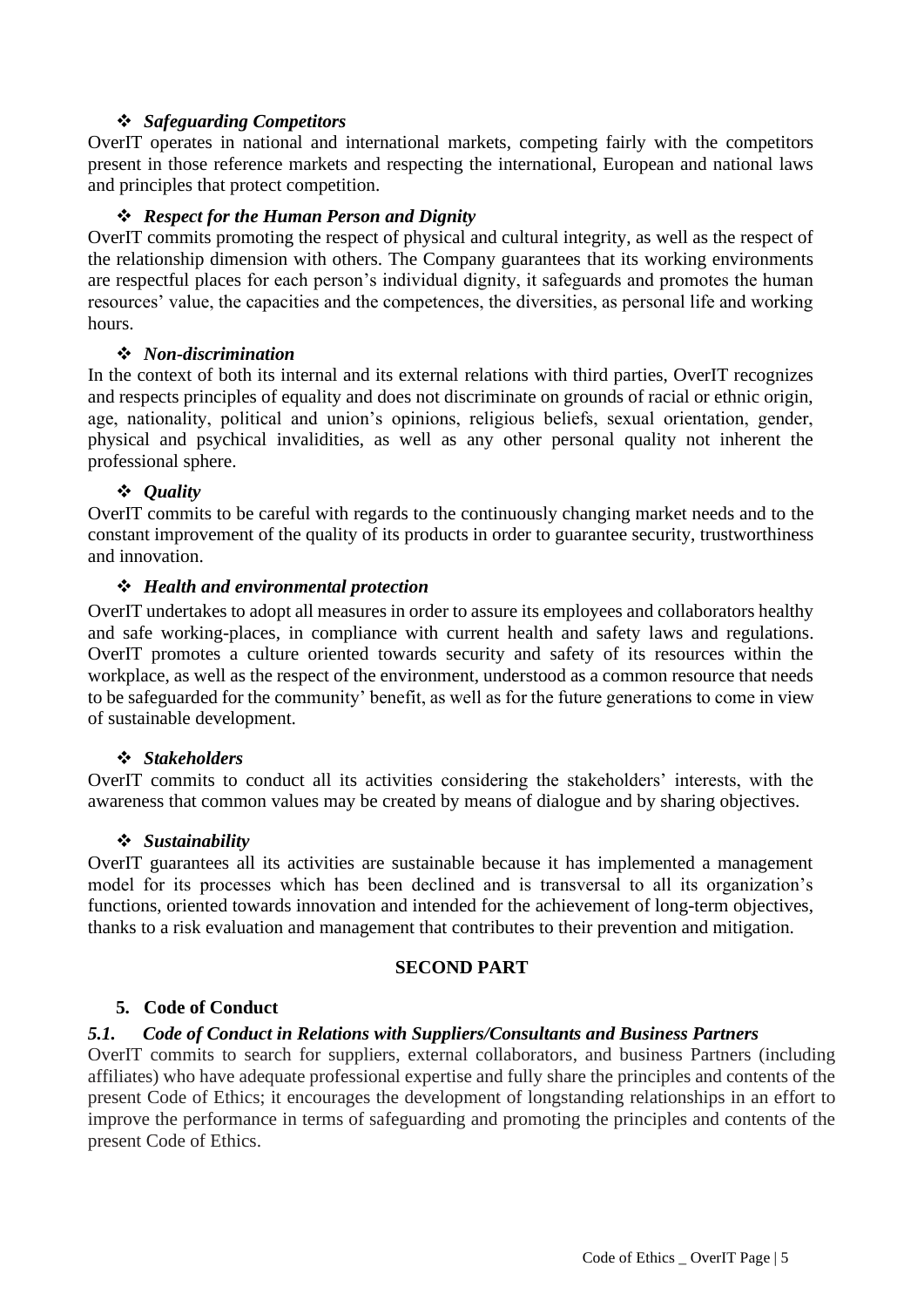- ***Safeguarding Competitors***

OverIT operates in national and international markets, competing fairly with the competitors present in those reference markets and respecting the international, European and national laws and principles that protect competition.

- ***Respect for the Human Person and Dignity***

OverIT commits promoting the respect of physical and cultural integrity, as well as the respect of the relationship dimension with others. The Company guarantees that its working environments are respectful places for each person's individual dignity, it safeguards and promotes the human resources' value, the capacities and the competences, the diversities, as personal life and working hours.

- ***Non-discrimination***

In the context of both its internal and its external relations with third parties, OverIT recognizes and respects principles of equality and does not discriminate on grounds of racial or ethnic origin, age, nationality, political and union's opinions, religious beliefs, sexual orientation, gender, physical and psychical invalidities, as well as any other personal quality not inherent the professional sphere.

- ***Quality***

OverIT commits to be careful with regards to the continuously changing market needs and to the constant improvement of the quality of its products in order to guarantee security, trustworthiness and innovation.

- ***Health and environmental protection***

OverIT undertakes to adopt all measures in order to assure its employees and collaborators healthy and safe working-places, in compliance with current health and safety laws and regulations. OverIT promotes a culture oriented towards security and safety of its resources within the workplace, as well as the respect of the environment, understood as a common resource that needs to be safeguarded for the community' benefit, as well as for the future generations to come in view of sustainable development.

- ***Stakeholders***

OverIT commits to conduct all its activities considering the stakeholders' interests, with the awareness that common values may be created by means of dialogue and by sharing objectives.

- ***Sustainability***

OverIT guarantees all its activities are sustainable because it has implemented a management model for its processes which has been declined and is transversal to all its organization's functions, oriented towards innovation and intended for the achievement of long-term objectives, thanks to a risk evaluation and management that contributes to their prevention and mitigation.

## SECOND PART

## 5. Code of Conduct

### *5.1. Code of Conduct in Relations with Suppliers/Consultants and Business Partners*

OverIT commits to search for suppliers, external collaborators, and business Partners (including affiliates) who have adequate professional expertise and fully share the principles and contents of the present Code of Ethics; it encourages the development of longstanding relationships in an effort to improve the performance in terms of safeguarding and promoting the principles and contents of the present Code of Ethics.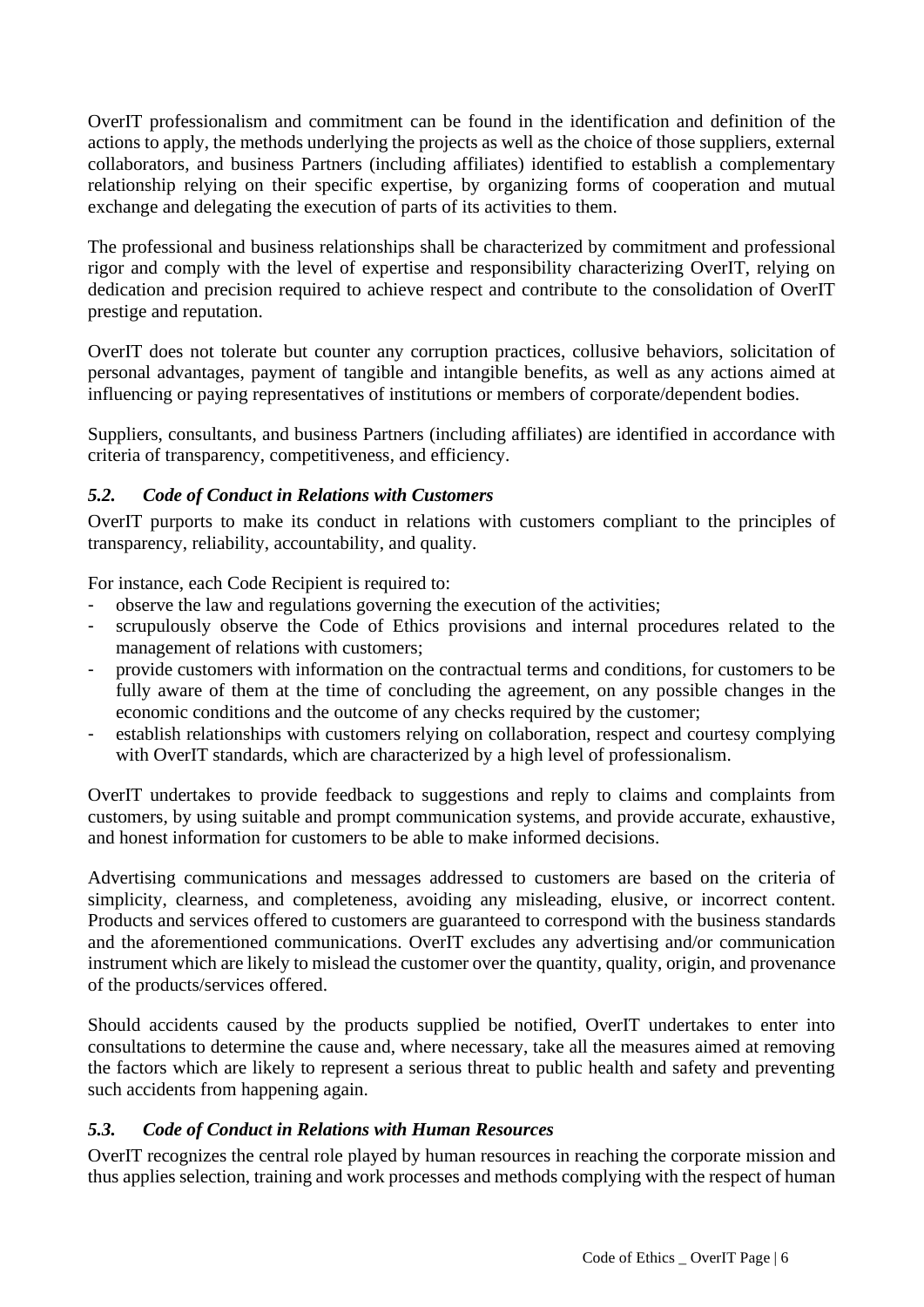OverIT professionalism and commitment can be found in the identification and definition of the actions to apply, the methods underlying the projects as well as the choice of those suppliers, external collaborators, and business Partners (including affiliates) identified to establish a complementary relationship relying on their specific expertise, by organizing forms of cooperation and mutual exchange and delegating the execution of parts of its activities to them.

The professional and business relationships shall be characterized by commitment and professional rigor and comply with the level of expertise and responsibility characterizing OverIT, relying on dedication and precision required to achieve respect and contribute to the consolidation of OverIT prestige and reputation.

OverIT does not tolerate but counter any corruption practices, collusive behaviors, solicitation of personal advantages, payment of tangible and intangible benefits, as well as any actions aimed at influencing or paying representatives of institutions or members of corporate/dependent bodies.

Suppliers, consultants, and business Partners (including affiliates) are identified in accordance with criteria of transparency, competitiveness, and efficiency.

### *5.2. Code of Conduct in Relations with Customers*

OverIT purports to make its conduct in relations with customers compliant to the principles of transparency, reliability, accountability, and quality.

For instance, each Code Recipient is required to:

- observe the law and regulations governing the execution of the activities;
- scrupulously observe the Code of Ethics provisions and internal procedures related to the management of relations with customers;
- provide customers with information on the contractual terms and conditions, for customers to be fully aware of them at the time of concluding the agreement, on any possible changes in the economic conditions and the outcome of any checks required by the customer;
- establish relationships with customers relying on collaboration, respect and courtesy complying with OverIT standards, which are characterized by a high level of professionalism.

OverIT undertakes to provide feedback to suggestions and reply to claims and complaints from customers, by using suitable and prompt communication systems, and provide accurate, exhaustive, and honest information for customers to be able to make informed decisions.

Advertising communications and messages addressed to customers are based on the criteria of simplicity, clearness, and completeness, avoiding any misleading, elusive, or incorrect content. Products and services offered to customers are guaranteed to correspond with the business standards and the aforementioned communications. OverIT excludes any advertising and/or communication instrument which are likely to mislead the customer over the quantity, quality, origin, and provenance of the products/services offered.

Should accidents caused by the products supplied be notified, OverIT undertakes to enter into consultations to determine the cause and, where necessary, take all the measures aimed at removing the factors which are likely to represent a serious threat to public health and safety and preventing such accidents from happening again.

### *5.3. Code of Conduct in Relations with Human Resources*

OverIT recognizes the central role played by human resources in reaching the corporate mission and thus applies selection, training and work processes and methods complying with the respect of human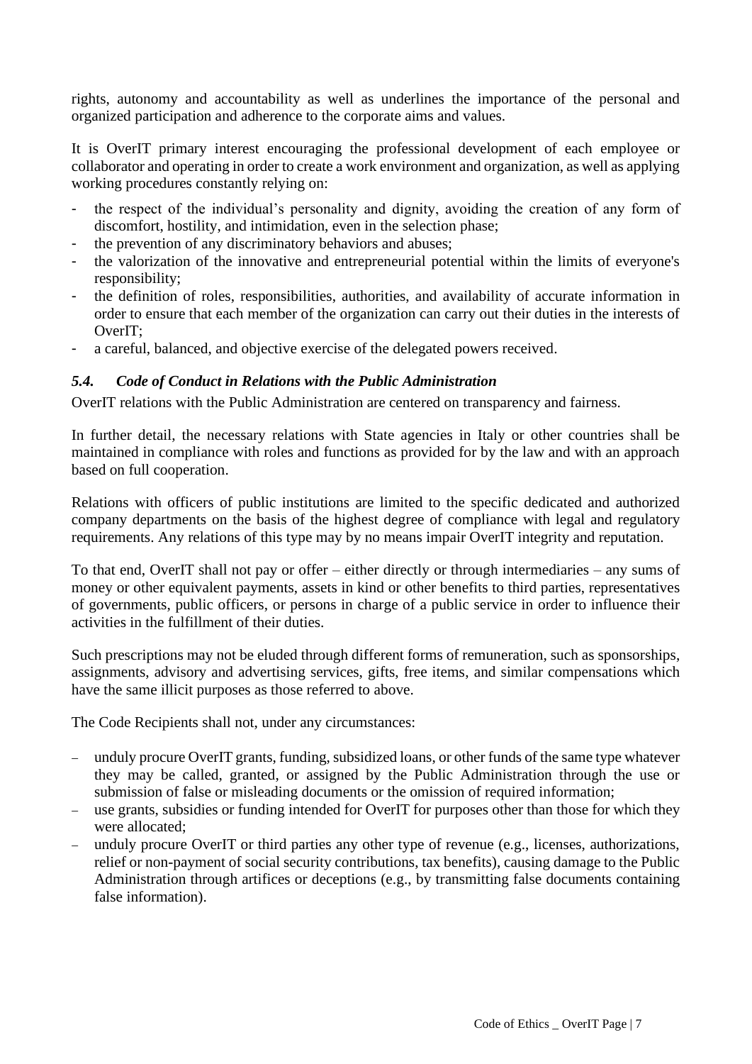rights, autonomy and accountability as well as underlines the importance of the personal and organized participation and adherence to the corporate aims and values.

It is OverIT primary interest encouraging the professional development of each employee or collaborator and operating in order to create a work environment and organization, as well as applying working procedures constantly relying on:

- the respect of the individual's personality and dignity, avoiding the creation of any form of discomfort, hostility, and intimidation, even in the selection phase;
- the prevention of any discriminatory behaviors and abuses;
- the valorization of the innovative and entrepreneurial potential within the limits of everyone's responsibility;
- the definition of roles, responsibilities, authorities, and availability of accurate information in order to ensure that each member of the organization can carry out their duties in the interests of OverIT;
- a careful, balanced, and objective exercise of the delegated powers received.

### *5.4. Code of Conduct in Relations with the Public Administration*

OverIT relations with the Public Administration are centered on transparency and fairness.

In further detail, the necessary relations with State agencies in Italy or other countries shall be maintained in compliance with roles and functions as provided for by the law and with an approach based on full cooperation.

Relations with officers of public institutions are limited to the specific dedicated and authorized company departments on the basis of the highest degree of compliance with legal and regulatory requirements. Any relations of this type may by no means impair OverIT integrity and reputation.

To that end, OverIT shall not pay or offer – either directly or through intermediaries – any sums of money or other equivalent payments, assets in kind or other benefits to third parties, representatives of governments, public officers, or persons in charge of a public service in order to influence their activities in the fulfillment of their duties.

Such prescriptions may not be eluded through different forms of remuneration, such as sponsorships, assignments, advisory and advertising services, gifts, free items, and similar compensations which have the same illicit purposes as those referred to above.

The Code Recipients shall not, under any circumstances:

- unduly procure OverIT grants, funding, subsidized loans, or other funds of the same type whatever they may be called, granted, or assigned by the Public Administration through the use or submission of false or misleading documents or the omission of required information;
- use grants, subsidies or funding intended for OverIT for purposes other than those for which they were allocated;
- unduly procure OverIT or third parties any other type of revenue (e.g., licenses, authorizations, relief or non-payment of social security contributions, tax benefits), causing damage to the Public Administration through artifices or deceptions (e.g., by transmitting false documents containing false information).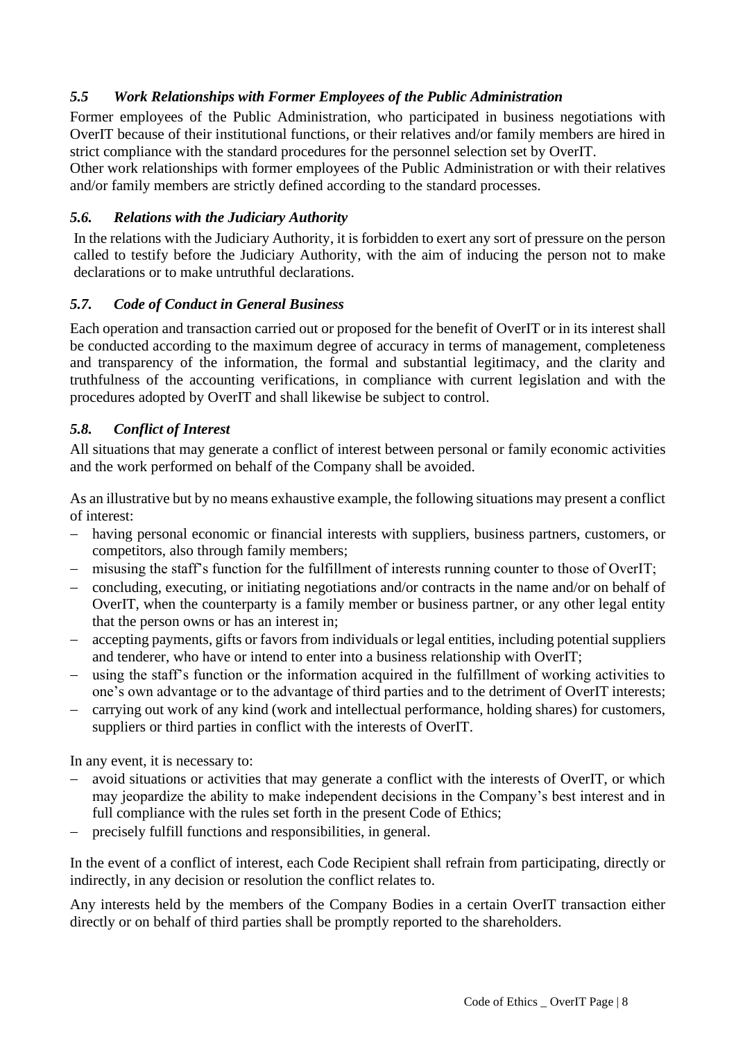### *5.5 Work Relationships with Former Employees of the Public Administration*

Former employees of the Public Administration, who participated in business negotiations with OverIT because of their institutional functions, or their relatives and/or family members are hired in strict compliance with the standard procedures for the personnel selection set by OverIT.
Other work relationships with former employees of the Public Administration or with their relatives and/or family members are strictly defined according to the standard processes.

### *5.6. Relations with the Judiciary Authority*

In the relations with the Judiciary Authority, it is forbidden to exert any sort of pressure on the person called to testify before the Judiciary Authority, with the aim of inducing the person not to make declarations or to make untruthful declarations.

### *5.7. Code of Conduct in General Business*

Each operation and transaction carried out or proposed for the benefit of OverIT or in its interest shall be conducted according to the maximum degree of accuracy in terms of management, completeness and transparency of the information, the formal and substantial legitimacy, and the clarity and truthfulness of the accounting verifications, in compliance with current legislation and with the procedures adopted by OverIT and shall likewise be subject to control.

### *5.8. Conflict of Interest*

All situations that may generate a conflict of interest between personal or family economic activities and the work performed on behalf of the Company shall be avoided.

As an illustrative but by no means exhaustive example, the following situations may present a conflict of interest:

- having personal economic or financial interests with suppliers, business partners, customers, or competitors, also through family members;
- misusing the staff's function for the fulfillment of interests running counter to those of OverIT;
- concluding, executing, or initiating negotiations and/or contracts in the name and/or on behalf of OverIT, when the counterparty is a family member or business partner, or any other legal entity that the person owns or has an interest in;
- accepting payments, gifts or favors from individuals or legal entities, including potential suppliers and tenderer, who have or intend to enter into a business relationship with OverIT;
- using the staff's function or the information acquired in the fulfillment of working activities to one's own advantage or to the advantage of third parties and to the detriment of OverIT interests;
- carrying out work of any kind (work and intellectual performance, holding shares) for customers, suppliers or third parties in conflict with the interests of OverIT.

In any event, it is necessary to:

- avoid situations or activities that may generate a conflict with the interests of OverIT, or which may jeopardize the ability to make independent decisions in the Company's best interest and in full compliance with the rules set forth in the present Code of Ethics;
- precisely fulfill functions and responsibilities, in general.

In the event of a conflict of interest, each Code Recipient shall refrain from participating, directly or indirectly, in any decision or resolution the conflict relates to.

Any interests held by the members of the Company Bodies in a certain OverIT transaction either directly or on behalf of third parties shall be promptly reported to the shareholders.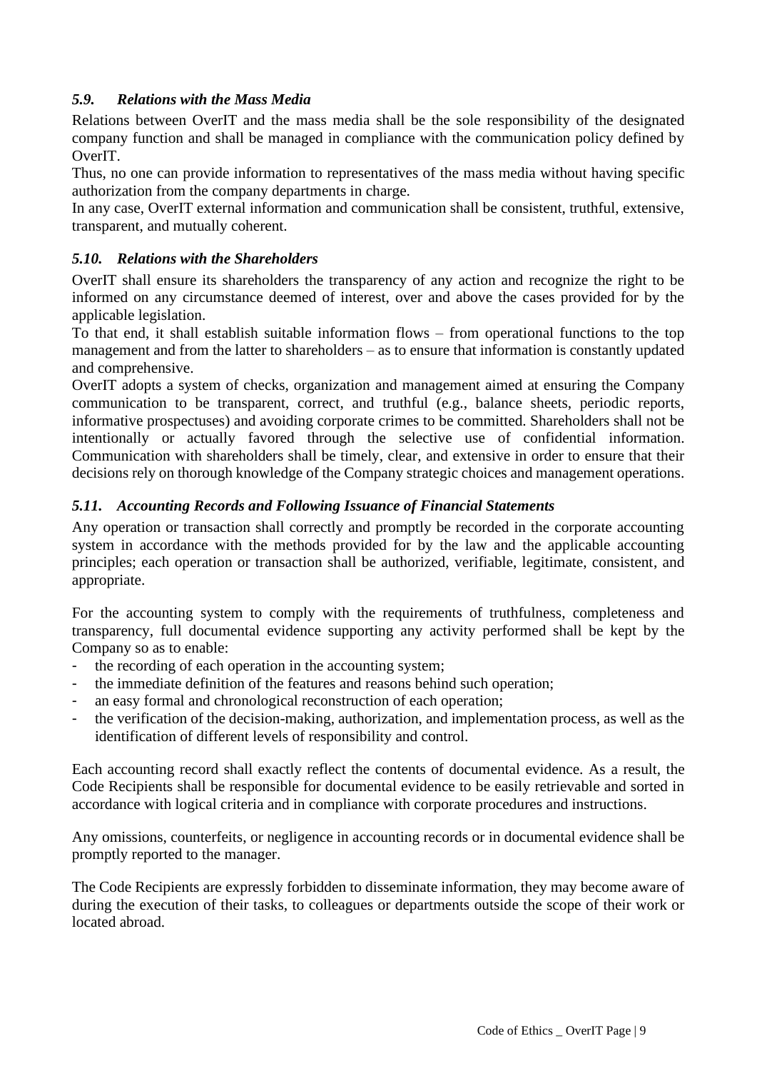### *5.9. Relations with the Mass Media*

Relations between OverIT and the mass media shall be the sole responsibility of the designated company function and shall be managed in compliance with the communication policy defined by OverIT.

Thus, no one can provide information to representatives of the mass media without having specific authorization from the company departments in charge.

In any case, OverIT external information and communication shall be consistent, truthful, extensive, transparent, and mutually coherent.

### *5.10. Relations with the Shareholders*

OverIT shall ensure its shareholders the transparency of any action and recognize the right to be informed on any circumstance deemed of interest, over and above the cases provided for by the applicable legislation.

To that end, it shall establish suitable information flows – from operational functions to the top management and from the latter to shareholders – as to ensure that information is constantly updated and comprehensive.

OverIT adopts a system of checks, organization and management aimed at ensuring the Company communication to be transparent, correct, and truthful (e.g., balance sheets, periodic reports, informative prospectuses) and avoiding corporate crimes to be committed. Shareholders shall not be intentionally or actually favored through the selective use of confidential information. Communication with shareholders shall be timely, clear, and extensive in order to ensure that their decisions rely on thorough knowledge of the Company strategic choices and management operations.

### *5.11. Accounting Records and Following Issuance of Financial Statements*

Any operation or transaction shall correctly and promptly be recorded in the corporate accounting system in accordance with the methods provided for by the law and the applicable accounting principles; each operation or transaction shall be authorized, verifiable, legitimate, consistent, and appropriate.

For the accounting system to comply with the requirements of truthfulness, completeness and transparency, full documental evidence supporting any activity performed shall be kept by the Company so as to enable:

- the recording of each operation in the accounting system;
- the immediate definition of the features and reasons behind such operation;
- an easy formal and chronological reconstruction of each operation;
- the verification of the decision-making, authorization, and implementation process, as well as the identification of different levels of responsibility and control.

Each accounting record shall exactly reflect the contents of documental evidence. As a result, the Code Recipients shall be responsible for documental evidence to be easily retrievable and sorted in accordance with logical criteria and in compliance with corporate procedures and instructions.

Any omissions, counterfeits, or negligence in accounting records or in documental evidence shall be promptly reported to the manager.

The Code Recipients are expressly forbidden to disseminate information, they may become aware of during the execution of their tasks, to colleagues or departments outside the scope of their work or located abroad.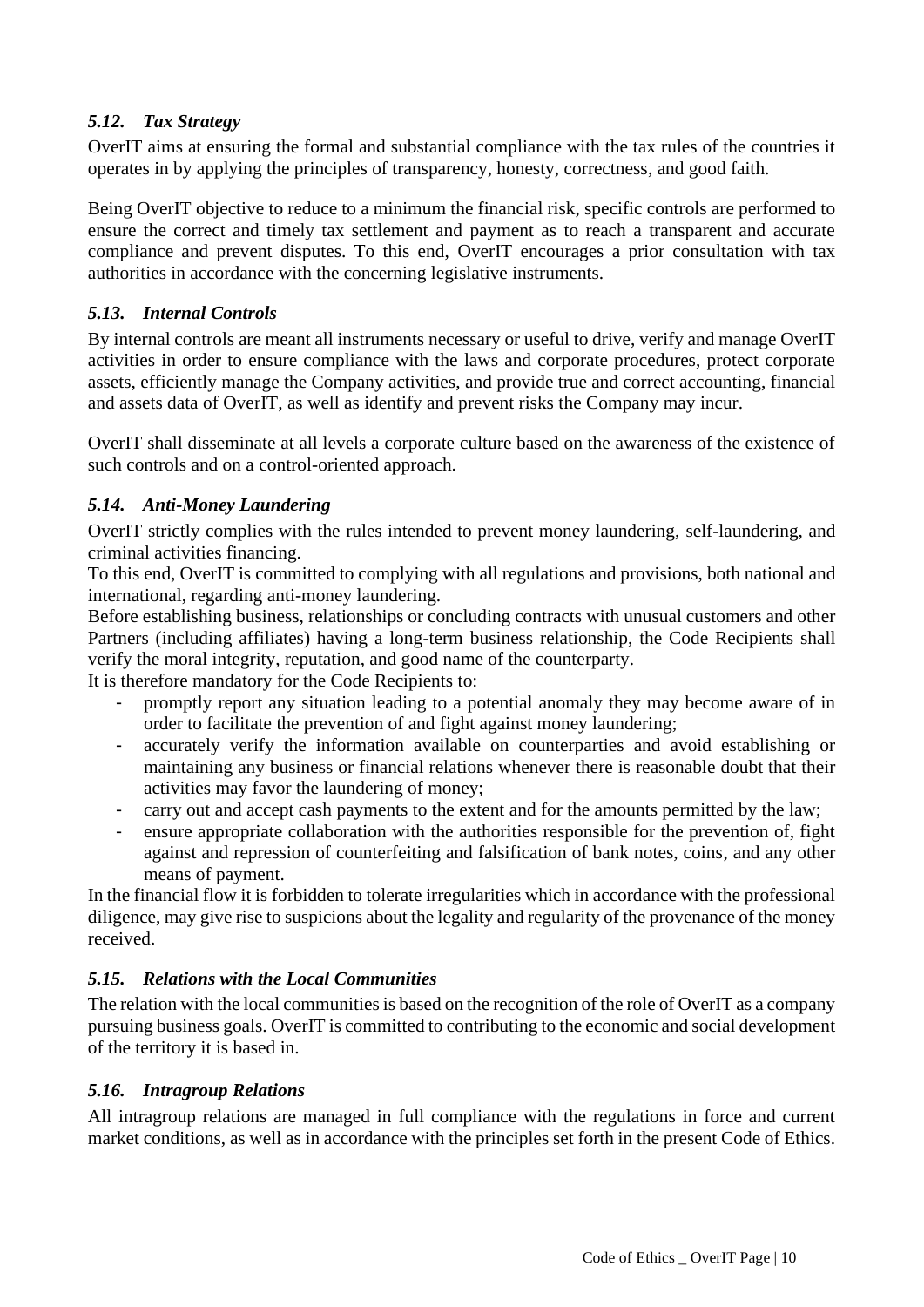### *5.12. Tax Strategy*

OverIT aims at ensuring the formal and substantial compliance with the tax rules of the countries it operates in by applying the principles of transparency, honesty, correctness, and good faith.

Being OverIT objective to reduce to a minimum the financial risk, specific controls are performed to ensure the correct and timely tax settlement and payment as to reach a transparent and accurate compliance and prevent disputes. To this end, OverIT encourages a prior consultation with tax authorities in accordance with the concerning legislative instruments.

### *5.13. Internal Controls*

By internal controls are meant all instruments necessary or useful to drive, verify and manage OverIT activities in order to ensure compliance with the laws and corporate procedures, protect corporate assets, efficiently manage the Company activities, and provide true and correct accounting, financial and assets data of OverIT, as well as identify and prevent risks the Company may incur.

OverIT shall disseminate at all levels a corporate culture based on the awareness of the existence of such controls and on a control-oriented approach.

### *5.14. Anti-Money Laundering*

OverIT strictly complies with the rules intended to prevent money laundering, self-laundering, and criminal activities financing.
To this end, OverIT is committed to complying with all regulations and provisions, both national and international, regarding anti-money laundering.
Before establishing business, relationships or concluding contracts with unusual customers and other Partners (including affiliates) having a long-term business relationship, the Code Recipients shall verify the moral integrity, reputation, and good name of the counterparty.
It is therefore mandatory for the Code Recipients to:

- promptly report any situation leading to a potential anomaly they may become aware of in order to facilitate the prevention of and fight against money laundering;
- accurately verify the information available on counterparties and avoid establishing or maintaining any business or financial relations whenever there is reasonable doubt that their activities may favor the laundering of money;
- carry out and accept cash payments to the extent and for the amounts permitted by the law;
- ensure appropriate collaboration with the authorities responsible for the prevention of, fight against and repression of counterfeiting and falsification of bank notes, coins, and any other means of payment.

In the financial flow it is forbidden to tolerate irregularities which in accordance with the professional diligence, may give rise to suspicions about the legality and regularity of the provenance of the money received.

### *5.15. Relations with the Local Communities*

The relation with the local communities is based on the recognition of the role of OverIT as a company pursuing business goals. OverIT is committed to contributing to the economic and social development of the territory it is based in.

### *5.16. Intragroup Relations*

All intragroup relations are managed in full compliance with the regulations in force and current market conditions, as well as in accordance with the principles set forth in the present Code of Ethics.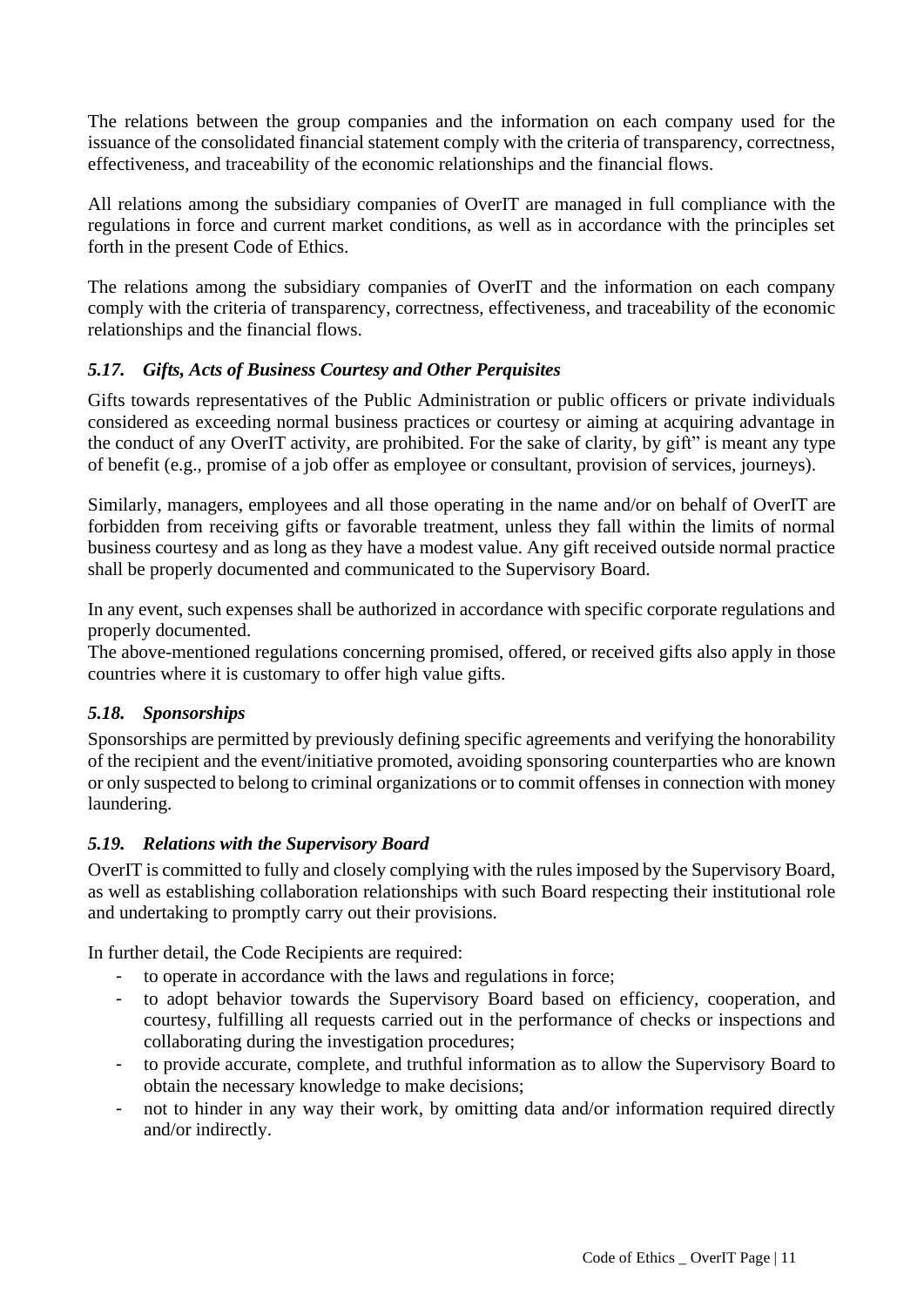The relations between the group companies and the information on each company used for the issuance of the consolidated financial statement comply with the criteria of transparency, correctness, effectiveness, and traceability of the economic relationships and the financial flows.

All relations among the subsidiary companies of OverIT are managed in full compliance with the regulations in force and current market conditions, as well as in accordance with the principles set forth in the present Code of Ethics.

The relations among the subsidiary companies of OverIT and the information on each company comply with the criteria of transparency, correctness, effectiveness, and traceability of the economic relationships and the financial flows.

### *5.17. Gifts, Acts of Business Courtesy and Other Perquisites*

Gifts towards representatives of the Public Administration or public officers or private individuals considered as exceeding normal business practices or courtesy or aiming at acquiring advantage in the conduct of any OverIT activity, are prohibited. For the sake of clarity, by gift" is meant any type of benefit (e.g., promise of a job offer as employee or consultant, provision of services, journeys).

Similarly, managers, employees and all those operating in the name and/or on behalf of OverIT are forbidden from receiving gifts or favorable treatment, unless they fall within the limits of normal business courtesy and as long as they have a modest value. Any gift received outside normal practice shall be properly documented and communicated to the Supervisory Board.

In any event, such expenses shall be authorized in accordance with specific corporate regulations and properly documented.
The above-mentioned regulations concerning promised, offered, or received gifts also apply in those countries where it is customary to offer high value gifts.

### *5.18. Sponsorships*

Sponsorships are permitted by previously defining specific agreements and verifying the honorability of the recipient and the event/initiative promoted, avoiding sponsoring counterparties who are known or only suspected to belong to criminal organizations or to commit offenses in connection with money laundering.

### *5.19. Relations with the Supervisory Board*

OverIT is committed to fully and closely complying with the rules imposed by the Supervisory Board, as well as establishing collaboration relationships with such Board respecting their institutional role and undertaking to promptly carry out their provisions.

In further detail, the Code Recipients are required:

- to operate in accordance with the laws and regulations in force;
- to adopt behavior towards the Supervisory Board based on efficiency, cooperation, and courtesy, fulfilling all requests carried out in the performance of checks or inspections and collaborating during the investigation procedures;
- to provide accurate, complete, and truthful information as to allow the Supervisory Board to obtain the necessary knowledge to make decisions;
- not to hinder in any way their work, by omitting data and/or information required directly and/or indirectly.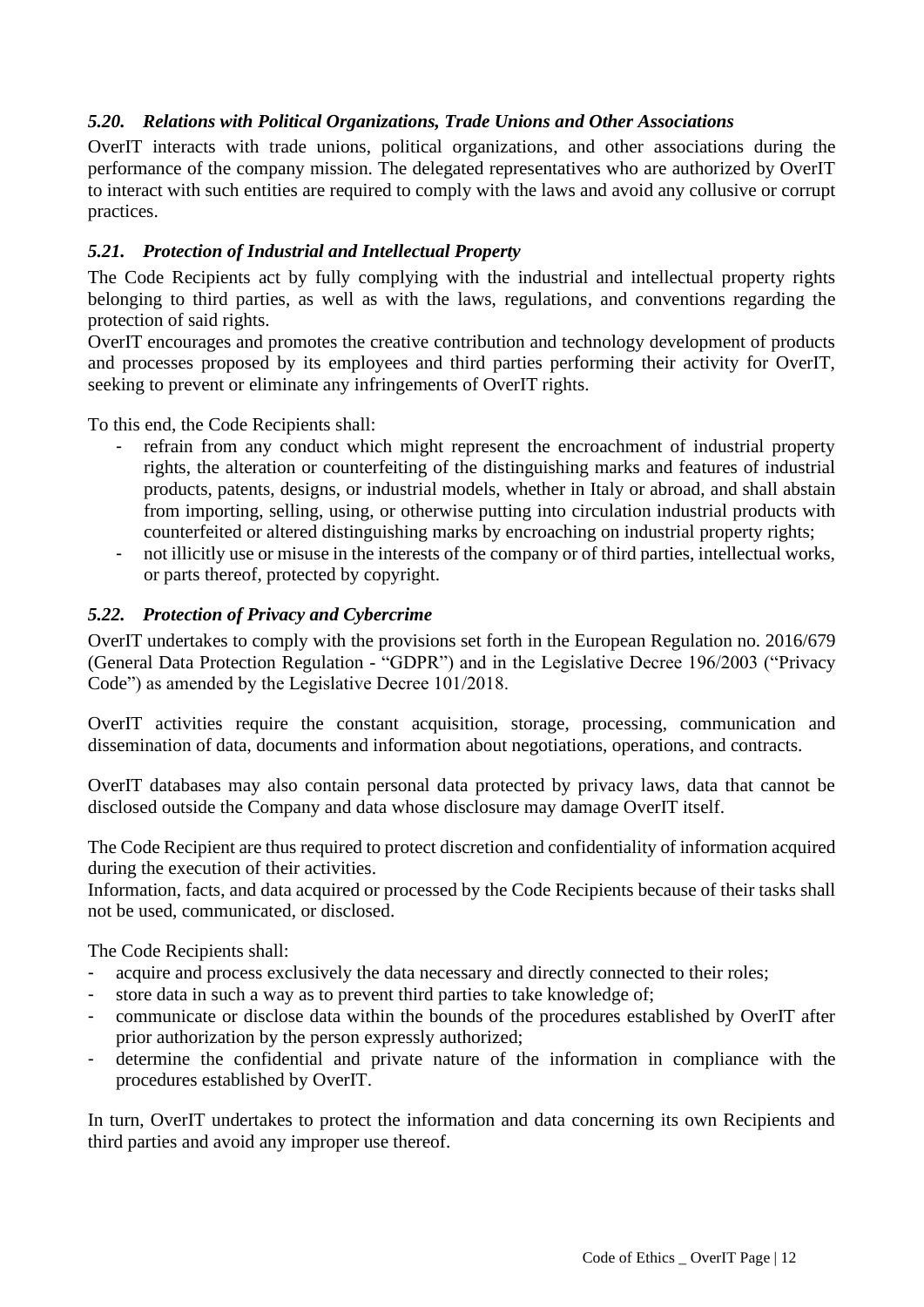### *5.20. Relations with Political Organizations, Trade Unions and Other Associations*

OverIT interacts with trade unions, political organizations, and other associations during the performance of the company mission. The delegated representatives who are authorized by OverIT to interact with such entities are required to comply with the laws and avoid any collusive or corrupt practices.

### *5.21. Protection of Industrial and Intellectual Property*

The Code Recipients act by fully complying with the industrial and intellectual property rights belonging to third parties, as well as with the laws, regulations, and conventions regarding the protection of said rights.

OverIT encourages and promotes the creative contribution and technology development of products and processes proposed by its employees and third parties performing their activity for OverIT, seeking to prevent or eliminate any infringements of OverIT rights.

To this end, the Code Recipients shall:

- refrain from any conduct which might represent the encroachment of industrial property rights, the alteration or counterfeiting of the distinguishing marks and features of industrial products, patents, designs, or industrial models, whether in Italy or abroad, and shall abstain from importing, selling, using, or otherwise putting into circulation industrial products with counterfeited or altered distinguishing marks by encroaching on industrial property rights;
- not illicitly use or misuse in the interests of the company or of third parties, intellectual works, or parts thereof, protected by copyright.

### *5.22. Protection of Privacy and Cybercrime*

OverIT undertakes to comply with the provisions set forth in the European Regulation no. 2016/679 (General Data Protection Regulation - "GDPR") and in the Legislative Decree 196/2003 ("Privacy Code") as amended by the Legislative Decree 101/2018.

OverIT activities require the constant acquisition, storage, processing, communication and dissemination of data, documents and information about negotiations, operations, and contracts.

OverIT databases may also contain personal data protected by privacy laws, data that cannot be disclosed outside the Company and data whose disclosure may damage OverIT itself.

The Code Recipient are thus required to protect discretion and confidentiality of information acquired during the execution of their activities.

Information, facts, and data acquired or processed by the Code Recipients because of their tasks shall not be used, communicated, or disclosed.

The Code Recipients shall:

- acquire and process exclusively the data necessary and directly connected to their roles;
- store data in such a way as to prevent third parties to take knowledge of;
- communicate or disclose data within the bounds of the procedures established by OverIT after prior authorization by the person expressly authorized;
- determine the confidential and private nature of the information in compliance with the procedures established by OverIT.

In turn, OverIT undertakes to protect the information and data concerning its own Recipients and third parties and avoid any improper use thereof.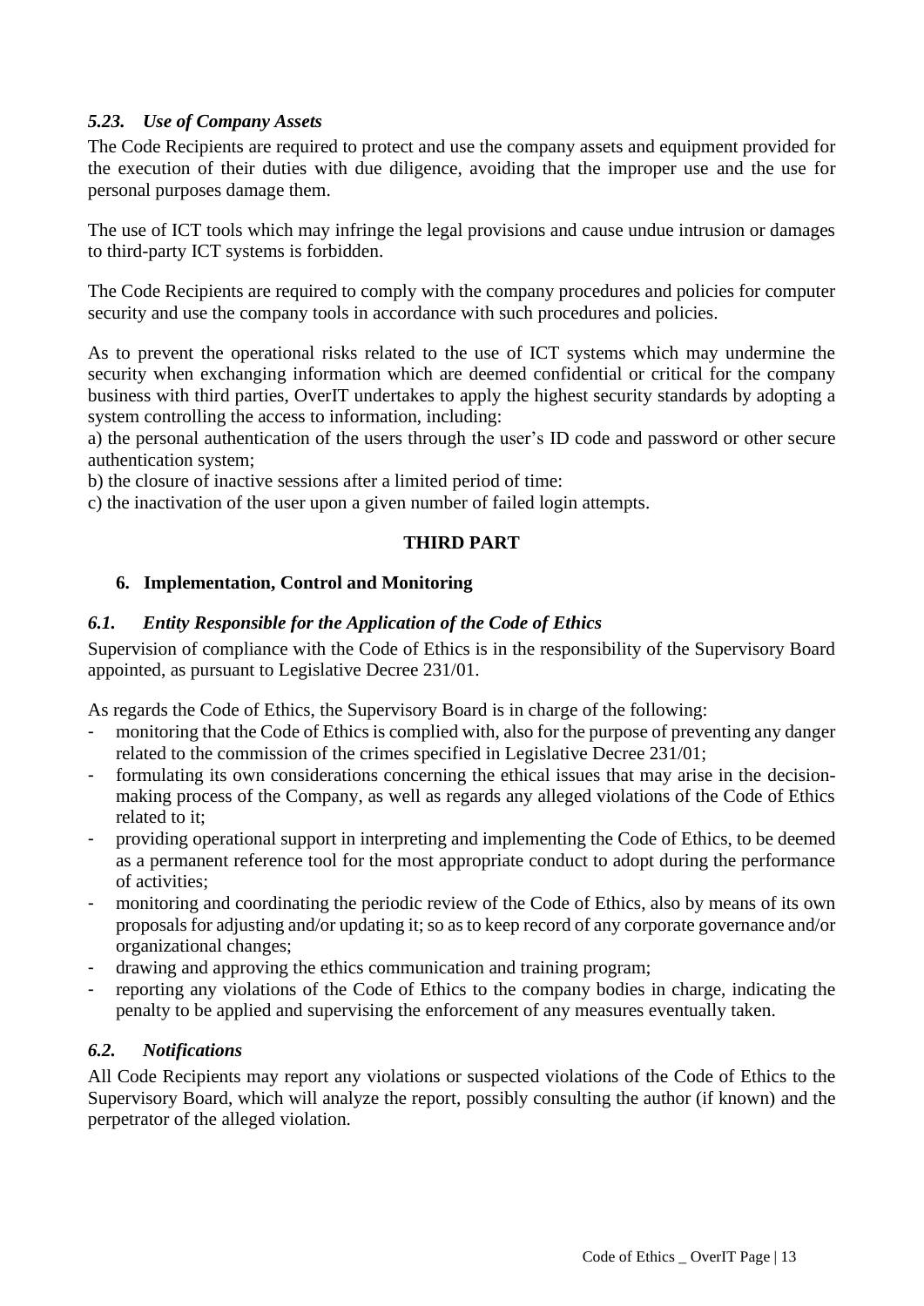### *5.23. Use of Company Assets*

The Code Recipients are required to protect and use the company assets and equipment provided for the execution of their duties with due diligence, avoiding that the improper use and the use for personal purposes damage them.

The use of ICT tools which may infringe the legal provisions and cause undue intrusion or damages to third-party ICT systems is forbidden.

The Code Recipients are required to comply with the company procedures and policies for computer security and use the company tools in accordance with such procedures and policies.

As to prevent the operational risks related to the use of ICT systems which may undermine the security when exchanging information which are deemed confidential or critical for the company business with third parties, OverIT undertakes to apply the highest security standards by adopting a system controlling the access to information, including:

a) the personal authentication of the users through the user's ID code and password or other secure authentication system;

b) the closure of inactive sessions after a limited period of time:

c) the inactivation of the user upon a given number of failed login attempts.

# THIRD PART

## 6. Implementation, Control and Monitoring

### *6.1. Entity Responsible for the Application of the Code of Ethics*

Supervision of compliance with the Code of Ethics is in the responsibility of the Supervisory Board appointed, as pursuant to Legislative Decree 231/01.

As regards the Code of Ethics, the Supervisory Board is in charge of the following:

- monitoring that the Code of Ethics is complied with, also for the purpose of preventing any danger related to the commission of the crimes specified in Legislative Decree 231/01;
- formulating its own considerations concerning the ethical issues that may arise in the decision-making process of the Company, as well as regards any alleged violations of the Code of Ethics related to it;
- providing operational support in interpreting and implementing the Code of Ethics, to be deemed as a permanent reference tool for the most appropriate conduct to adopt during the performance of activities;
- monitoring and coordinating the periodic review of the Code of Ethics, also by means of its own proposals for adjusting and/or updating it; so as to keep record of any corporate governance and/or organizational changes;
- drawing and approving the ethics communication and training program;
- reporting any violations of the Code of Ethics to the company bodies in charge, indicating the penalty to be applied and supervising the enforcement of any measures eventually taken.

### *6.2. Notifications*

All Code Recipients may report any violations or suspected violations of the Code of Ethics to the Supervisory Board, which will analyze the report, possibly consulting the author (if known) and the perpetrator of the alleged violation.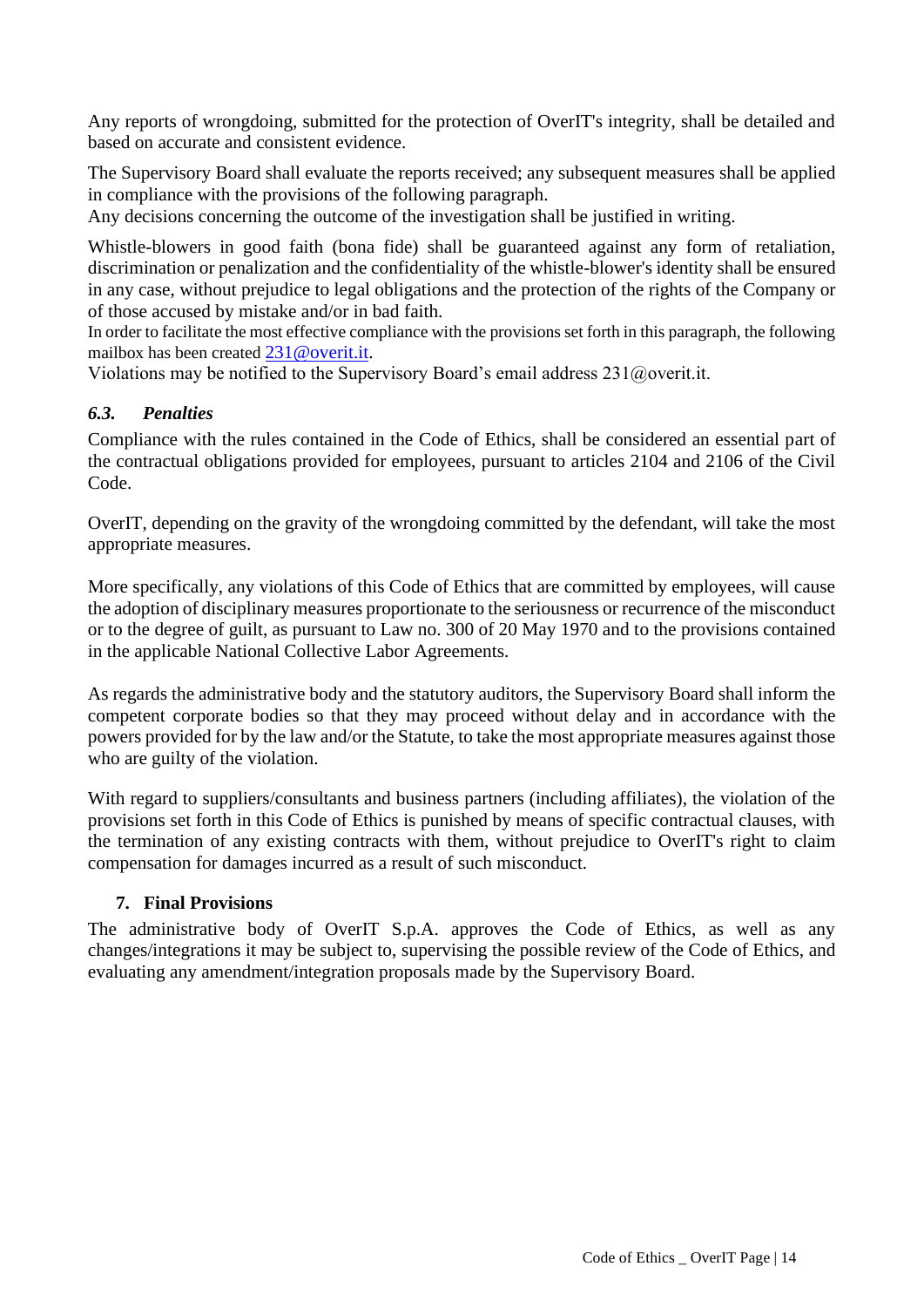Any reports of wrongdoing, submitted for the protection of OverIT's integrity, shall be detailed and based on accurate and consistent evidence.

The Supervisory Board shall evaluate the reports received; any subsequent measures shall be applied in compliance with the provisions of the following paragraph.
Any decisions concerning the outcome of the investigation shall be justified in writing.

Whistle-blowers in good faith (bona fide) shall be guaranteed against any form of retaliation, discrimination or penalization and the confidentiality of the whistle-blower's identity shall be ensured in any case, without prejudice to legal obligations and the protection of the rights of the Company or of those accused by mistake and/or in bad faith.
In order to facilitate the most effective compliance with the provisions set forth in this paragraph, the following mailbox has been created 231@overit.it.
Violations may be notified to the Supervisory Board's email address 231@overit.it.

### *6.3. Penalties*

Compliance with the rules contained in the Code of Ethics, shall be considered an essential part of the contractual obligations provided for employees, pursuant to articles 2104 and 2106 of the Civil Code.

OverIT, depending on the gravity of the wrongdoing committed by the defendant, will take the most appropriate measures.

More specifically, any violations of this Code of Ethics that are committed by employees, will cause the adoption of disciplinary measures proportionate to the seriousness or recurrence of the misconduct or to the degree of guilt, as pursuant to Law no. 300 of 20 May 1970 and to the provisions contained in the applicable National Collective Labor Agreements.

As regards the administrative body and the statutory auditors, the Supervisory Board shall inform the competent corporate bodies so that they may proceed without delay and in accordance with the powers provided for by the law and/or the Statute, to take the most appropriate measures against those who are guilty of the violation.

With regard to suppliers/consultants and business partners (including affiliates), the violation of the provisions set forth in this Code of Ethics is punished by means of specific contractual clauses, with the termination of any existing contracts with them, without prejudice to OverIT's right to claim compensation for damages incurred as a result of such misconduct.

## 7. Final Provisions

The administrative body of OverIT S.p.A. approves the Code of Ethics, as well as any changes/integrations it may be subject to, supervising the possible review of the Code of Ethics, and evaluating any amendment/integration proposals made by the Supervisory Board.